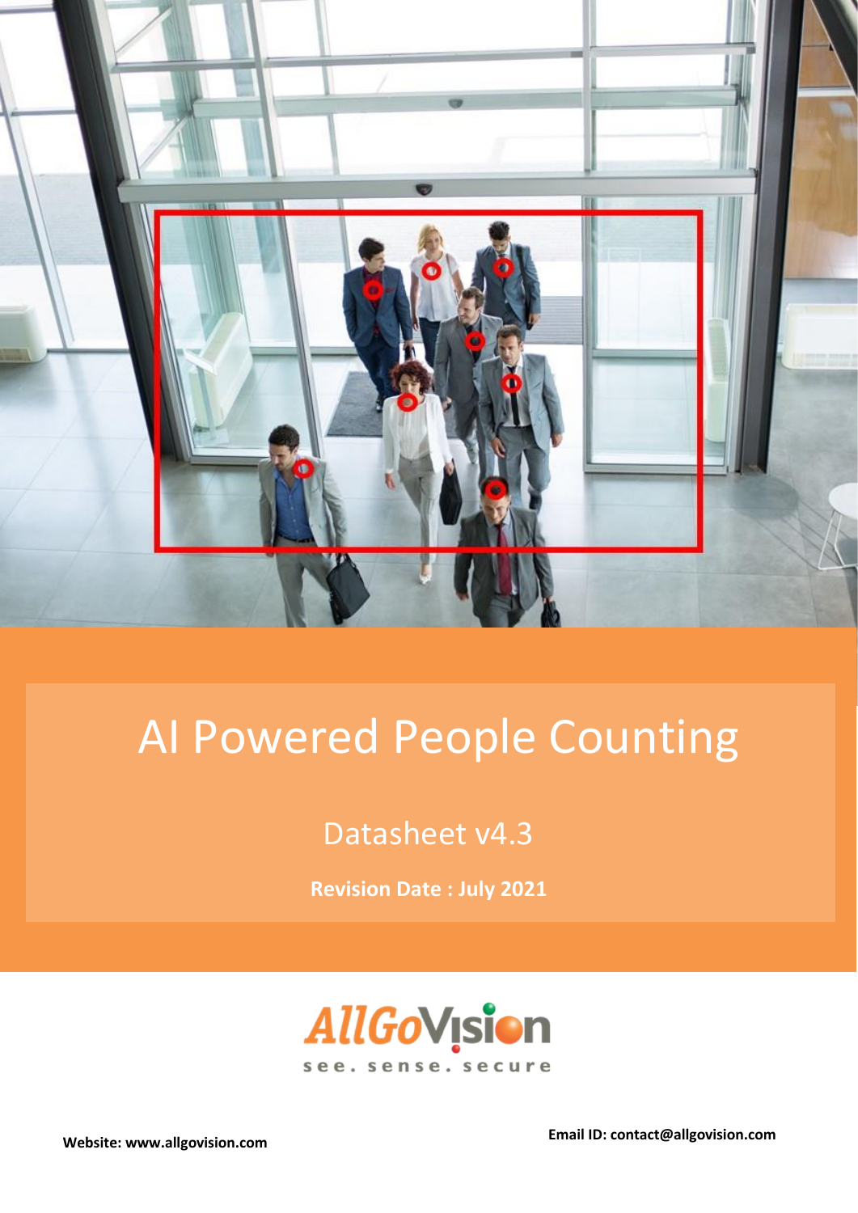# AI Powered People Counting

Datasheet v4.3

**Revision Date : July 2021**

AllGoVision

see. sense. secure

**Website: www.allgovision.com**

**Email ID: contact@allgovision.com**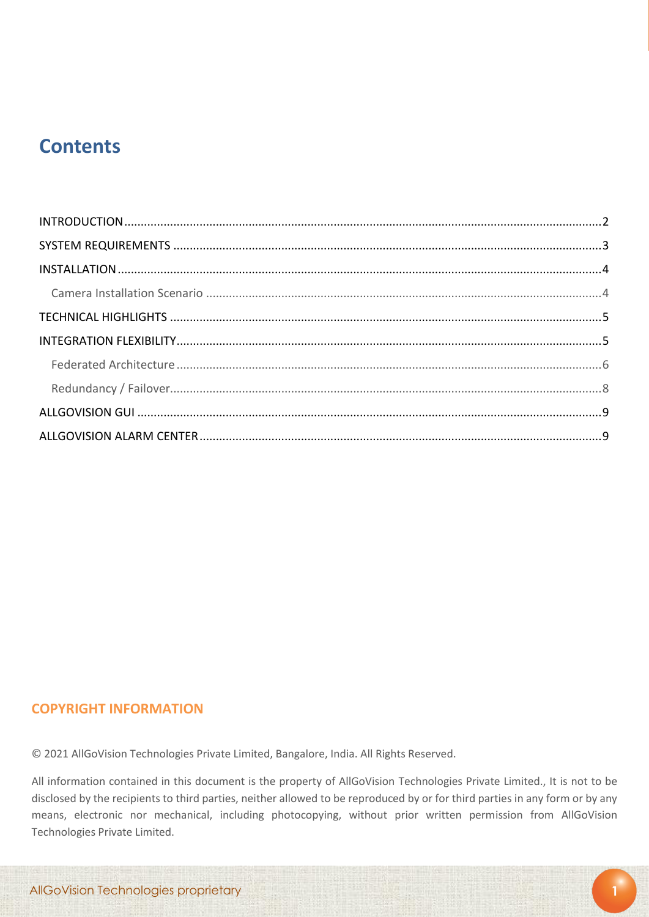# Contents

INTRODUCTION ........................................................................................................................2

SYSTEM REQUIREMENTS ......................................................................................................3

INSTALLATION ........................................................................................................................4

  Camera Installation Scenario ...............................................................................................4

TECHNICAL HIGHLIGHTS ......................................................................................................5

INTEGRATION FLEXIBILITY ...................................................................................................5

  Federated Architecture .......................................................................................................6

  Redundancy / Failover.........................................................................................................8

ALLGOVISION GUI .................................................................................................................9

ALLGOVISION ALARM CENTER .............................................................................................9

## COPYRIGHT INFORMATION

© 2021 AllGoVision Technologies Private Limited, Bangalore, India. All Rights Reserved.

All information contained in this document is the property of AllGoVision Technologies Private Limited., It is not to be disclosed by the recipients to third parties, neither allowed to be reproduced by or for third parties in any form or by any means, electronic nor mechanical, including photocopying, without prior written permission from AllGoVision Technologies Private Limited.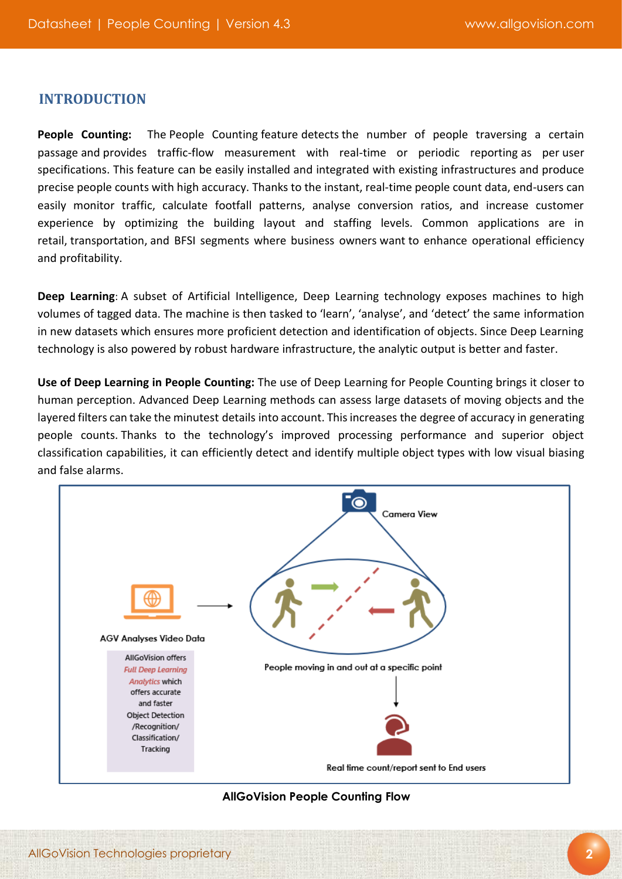## INTRODUCTION

**People Counting:** The People Counting feature detects the number of people traversing a certain passage and provides traffic-flow measurement with real-time or periodic reporting as per user specifications. This feature can be easily installed and integrated with existing infrastructures and produce precise people counts with high accuracy. Thanks to the instant, real-time people count data, end-users can easily monitor traffic, calculate footfall patterns, analyse conversion ratios, and increase customer experience by optimizing the building layout and staffing levels. Common applications are in retail, transportation, and BFSI segments where business owners want to enhance operational efficiency and profitability.

**Deep Learning**: A subset of Artificial Intelligence, Deep Learning technology exposes machines to high volumes of tagged data. The machine is then tasked to 'learn', 'analyse', and 'detect' the same information in new datasets which ensures more proficient detection and identification of objects. Since Deep Learning technology is also powered by robust hardware infrastructure, the analytic output is better and faster.

**Use of Deep Learning in People Counting:** The use of Deep Learning for People Counting brings it closer to human perception. Advanced Deep Learning methods can assess large datasets of moving objects and the layered filters can take the minutest details into account. This increases the degree of accuracy in generating people counts. Thanks to the technology's improved processing performance and superior object classification capabilities, it can efficiently detect and identify multiple object types with low visual biasing and false alarms.

Camera View

AGV Analyses Video Data

AllGoVision offers *Full Deep Learning Analytics* which offers accurate and faster Object Detection /Recognition/ Classification/ Tracking

People moving in and out at a specific point

Real time count/report sent to End users

**AllGoVision People Counting Flow**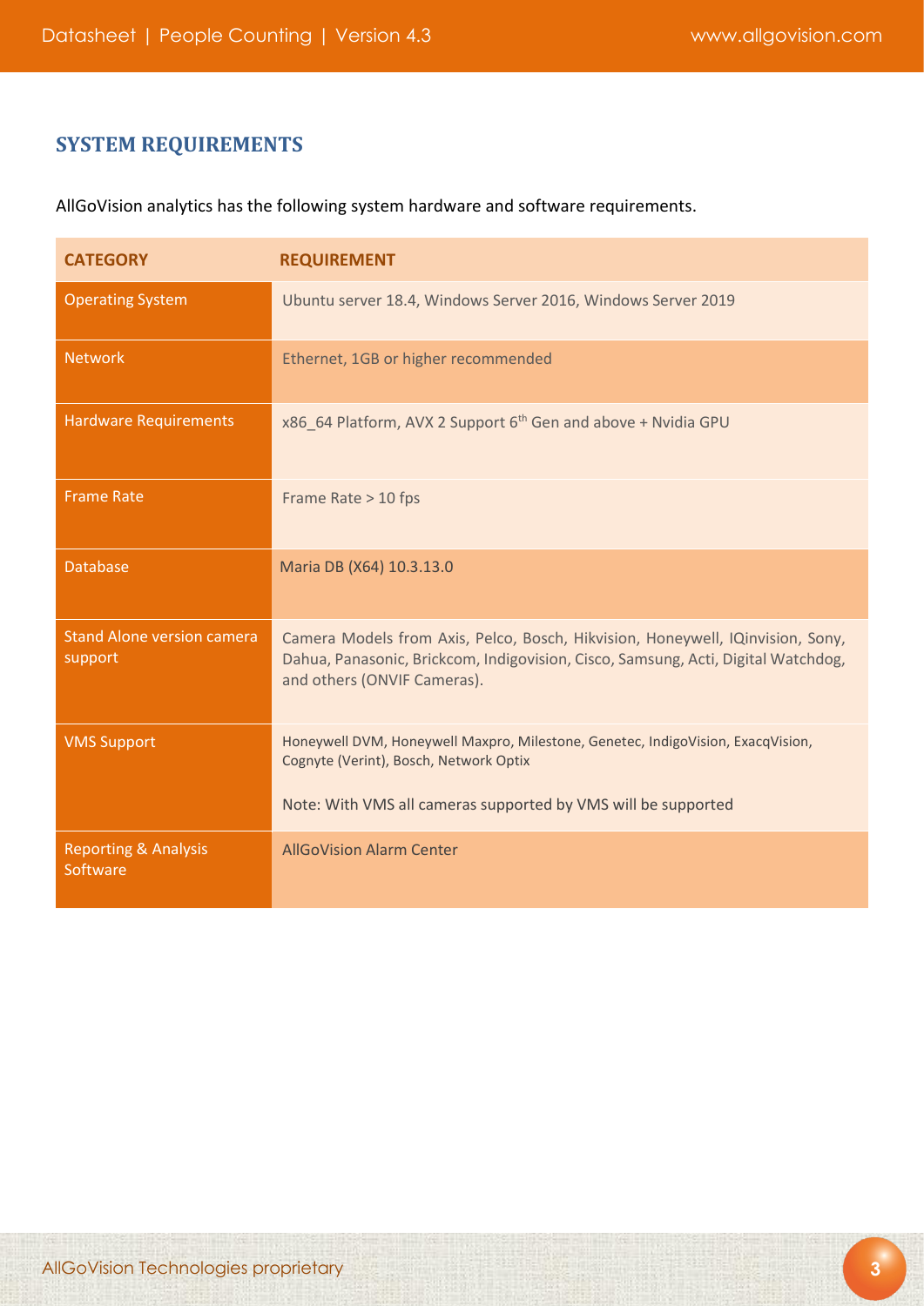## SYSTEM REQUIREMENTS

AllGoVision analytics has the following system hardware and software requirements.

| CATEGORY | REQUIREMENT |
| --- | --- |
| Operating System | Ubuntu server 18.4, Windows Server 2016, Windows Server 2019 |
| Network | Ethernet, 1GB or higher recommended |
| Hardware Requirements | x86_64 Platform, AVX 2 Support 6th Gen and above + Nvidia GPU |
| Frame Rate | Frame Rate > 10 fps |
| Database | Maria DB (X64) 10.3.13.0 |
| Stand Alone version camera support | Camera Models from Axis, Pelco, Bosch, Hikvision, Honeywell, IQinvision, Sony, Dahua, Panasonic, Brickcom, Indigovision, Cisco, Samsung, Acti, Digital Watchdog, and others (ONVIF Cameras). |
| VMS Support | Honeywell DVM, Honeywell Maxpro, Milestone, Genetec, IndigoVision, ExacqVision, Cognyte (Verint), Bosch, Network Optix<br><br>Note: With VMS all cameras supported by VMS will be supported |
| Reporting & Analysis Software | AllGoVision Alarm Center |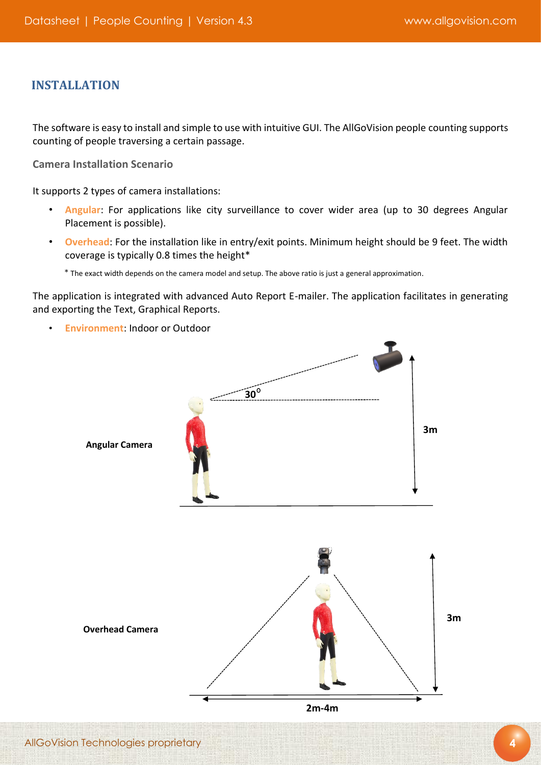## INSTALLATION

The software is easy to install and simple to use with intuitive GUI. The AllGoVision people counting supports counting of people traversing a certain passage.

### Camera Installation Scenario

It supports 2 types of camera installations:

- **Angular**: For applications like city surveillance to cover wider area (up to 30 degrees Angular Placement is possible).
- **Overhead**: For the installation like in entry/exit points. Minimum height should be 9 feet. The width coverage is typically 0.8 times the height*

  * The exact width depends on the camera model and setup. The above ratio is just a general approximation.

The application is integrated with advanced Auto Report E-mailer. The application facilitates in generating and exporting the Text, Graphical Reports.

- **Environment**: Indoor or Outdoor

**Angular Camera**

30° 3m

**Overhead Camera**

3m 2m-4m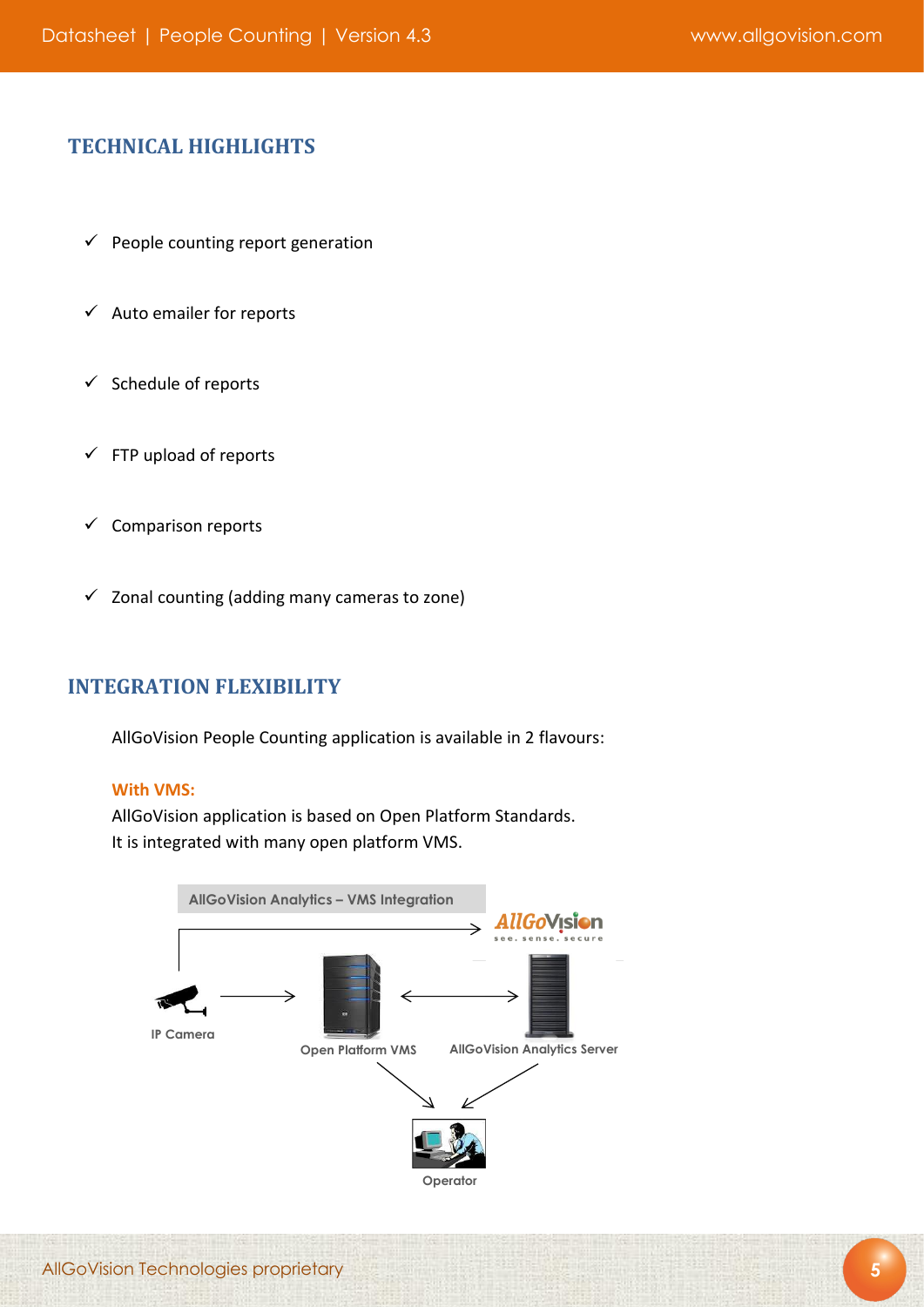## TECHNICAL HIGHLIGHTS

- ✓ People counting report generation
- ✓ Auto emailer for reports
- ✓ Schedule of reports
- ✓ FTP upload of reports
- ✓ Comparison reports
- ✓ Zonal counting (adding many cameras to zone)

## INTEGRATION FLEXIBILITY

AllGoVision People Counting application is available in 2 flavours:

**With VMS:**

AllGoVision application is based on Open Platform Standards.
It is integrated with many open platform VMS.

AllGoVision Analytics – VMS Integration

AllGoVision see. sense. secure

IP Camera

Open Platform VMS

AllGoVision Analytics Server

Operator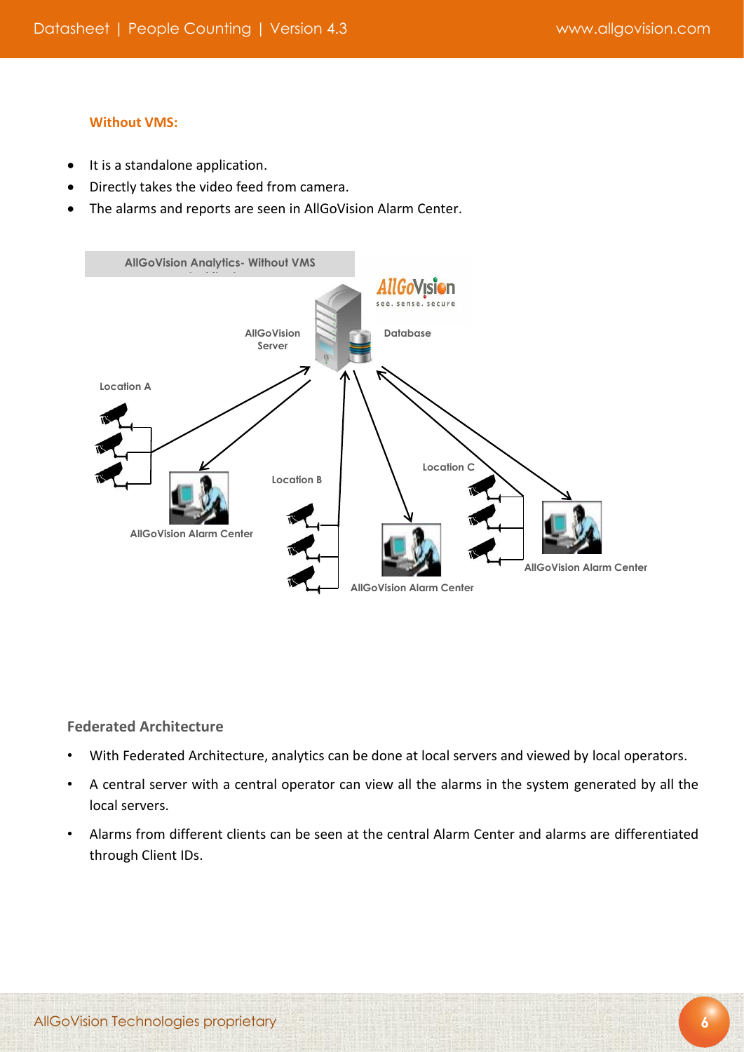#### Without VMS:

- It is a standalone application.
- Directly takes the video feed from camera.
- The alarms and reports are seen in AllGoVision Alarm Center.

AllGoVision Analytics- Without VMS

AllGoVision Server

Database

Location A

AllGoVision Alarm Center

Location B

AllGoVision Alarm Center

Location C

AllGoVision Alarm Center

### Federated Architecture

- With Federated Architecture, analytics can be done at local servers and viewed by local operators.
- A central server with a central operator can view all the alarms in the system generated by all the local servers.
- Alarms from different clients can be seen at the central Alarm Center and alarms are differentiated through Client IDs.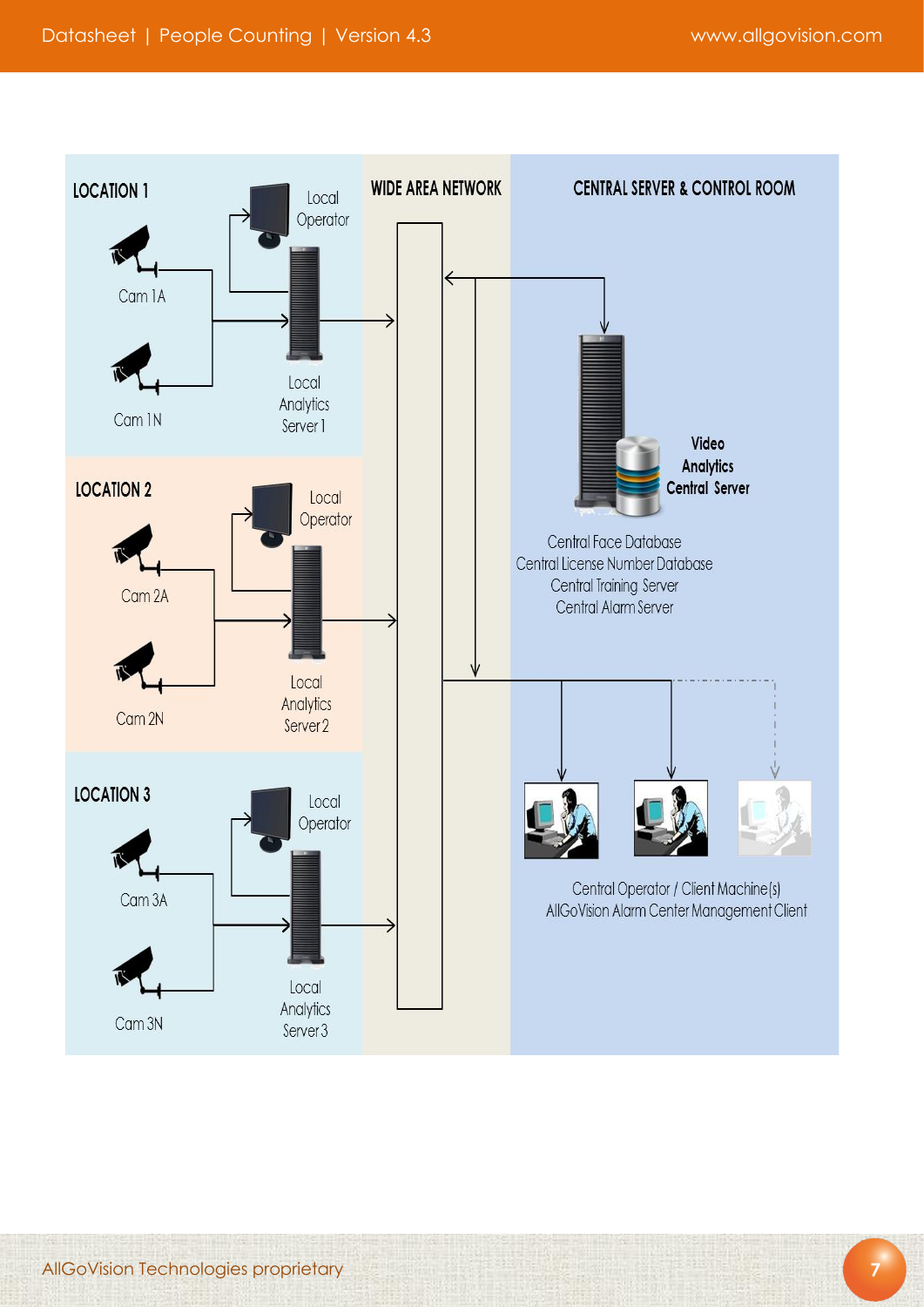LOCATION 1

Local Operator

Cam 1A

Cam 1N

Local Analytics Server 1

LOCATION 2

Local Operator

Cam 2A

Cam 2N

Local Analytics Server 2

LOCATION 3

Local Operator

Cam 3A

Cam 3N

Local Analytics Server 3

WIDE AREA NETWORK

CENTRAL SERVER & CONTROL ROOM

Video Analytics Central Server

Central Face Database
Central License Number Database
Central Training Server
Central Alarm Server

Central Operator / Client Machine(s)
AllGoVision Alarm Center Management Client

AllGoVision Technologies proprietary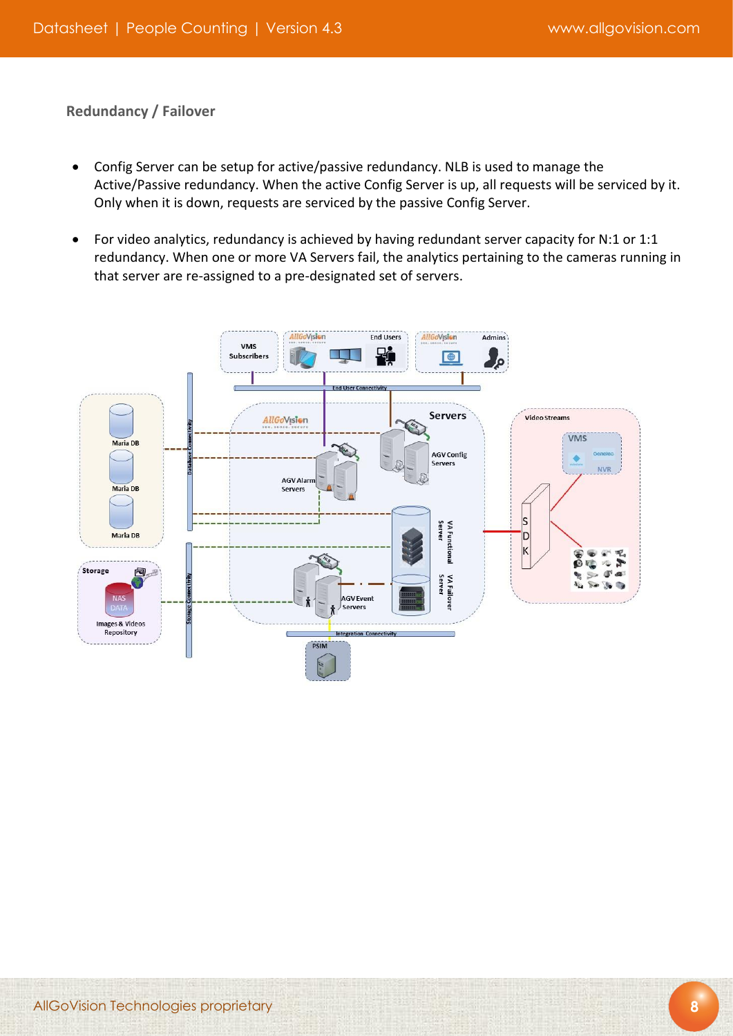## Redundancy / Failover

- Config Server can be setup for active/passive redundancy. NLB is used to manage the Active/Passive redundancy. When the active Config Server is up, all requests will be serviced by it. Only when it is down, requests are serviced by the passive Config Server.

- For video analytics, redundancy is achieved by having redundant server capacity for N:1 or 1:1 redundancy. When one or more VA Servers fail, the analytics pertaining to the cameras running in that server are re-assigned to a pre-designated set of servers.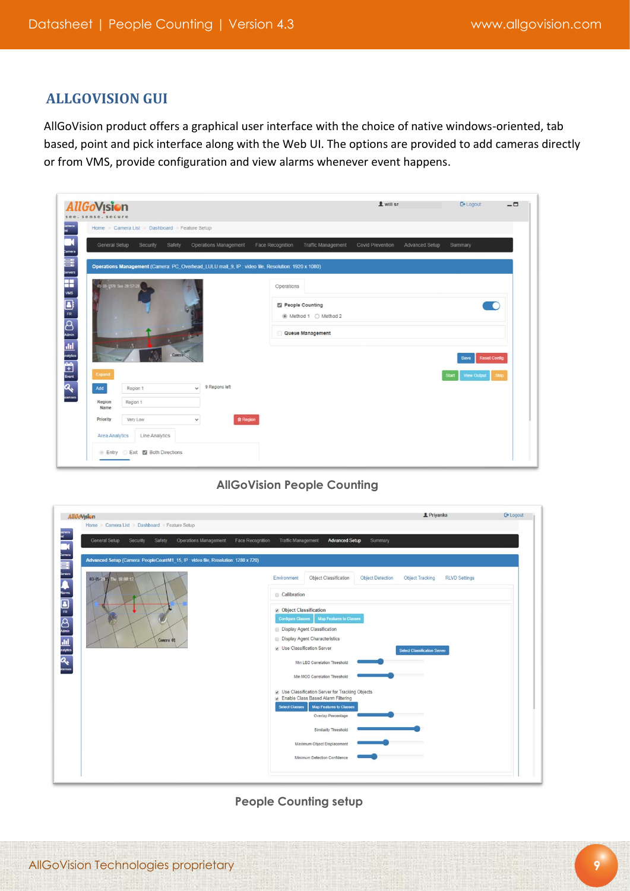## ALLGOVISION GUI

AllGoVision product offers a graphical user interface with the choice of native windows-oriented, tab based, point and pick interface along with the Web UI. The options are provided to add cameras directly or from VMS, provide configuration and view alarms whenever event happens.

AllGoVision People Counting

People Counting setup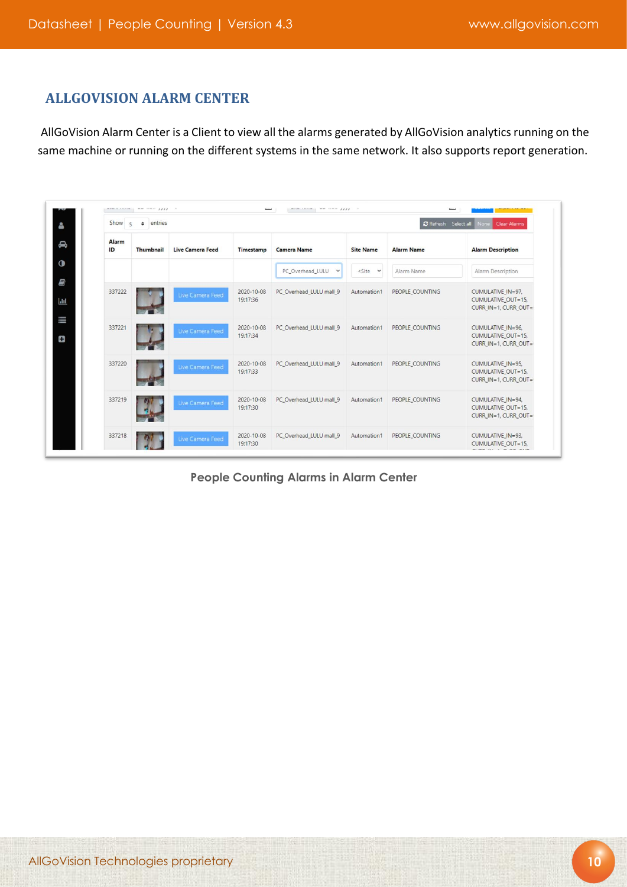## ALLGOVISION ALARM CENTER

AllGoVision Alarm Center is a Client to view all the alarms generated by AllGoVision analytics running on the same machine or running on the different systems in the same network. It also supports report generation.

People Counting Alarms in Alarm Center